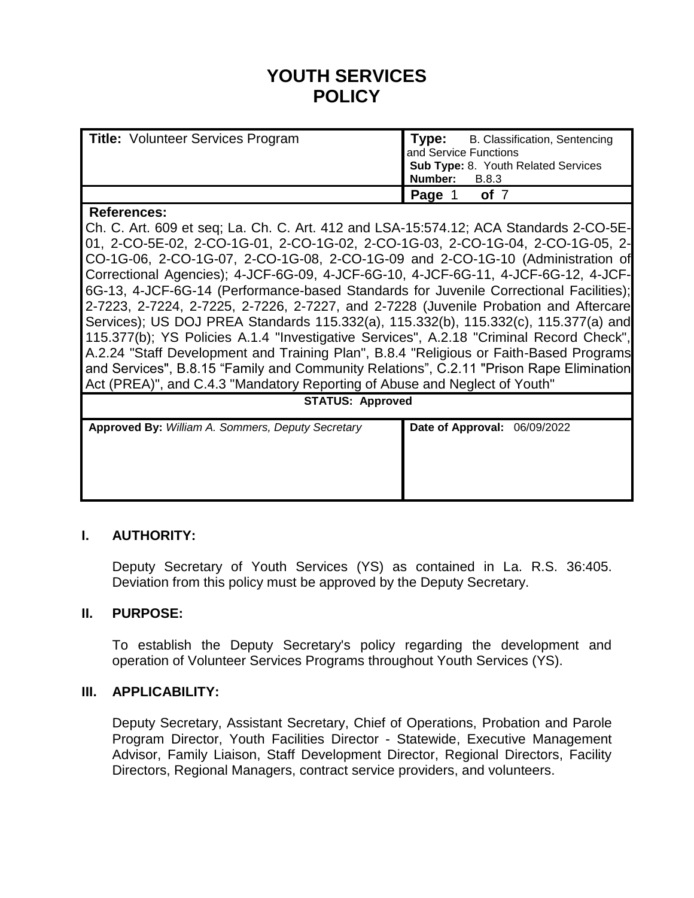# YOUTH SERVICES POLICY

| **Title:** Volunteer Services Program | **Type:** B. Classification, Sentencing and Service Functions<br>**Sub Type:** 8. Youth Related Services<br>**Number:** B.8.3 |
|---|---|
| | **Page** 1 **of** 7 |

**References:**

Ch. C. Art. 609 et seq; La. Ch. C. Art. 412 and LSA-15:574.12; ACA Standards 2-CO-5E-01, 2-CO-5E-02, 2-CO-1G-01, 2-CO-1G-02, 2-CO-1G-03, 2-CO-1G-04, 2-CO-1G-05, 2-CO-1G-06, 2-CO-1G-07, 2-CO-1G-08, 2-CO-1G-09 and 2-CO-1G-10 (Administration of Correctional Agencies); 4-JCF-6G-09, 4-JCF-6G-10, 4-JCF-6G-11, 4-JCF-6G-12, 4-JCF-6G-13, 4-JCF-6G-14 (Performance-based Standards for Juvenile Correctional Facilities); 2-7223, 2-7224, 2-7225, 2-7226, 2-7227, and 2-7228 (Juvenile Probation and Aftercare Services); US DOJ PREA Standards 115.332(a), 115.332(b), 115.332(c), 115.377(a) and 115.377(b); YS Policies A.1.4 "Investigative Services", A.2.18 "Criminal Record Check", A.2.24 "Staff Development and Training Plan", B.8.4 "Religious or Faith-Based Programs and Services", B.8.15 "Family and Community Relations", C.2.11 "Prison Rape Elimination Act (PREA)", and C.4.3 "Mandatory Reporting of Abuse and Neglect of Youth"

**STATUS: Approved**

| **Approved By:** *William A. Sommers, Deputy Secretary* | **Date of Approval:** 06/09/2022 |
|---|---|

## I. AUTHORITY:

Deputy Secretary of Youth Services (YS) as contained in La. R.S. 36:405. Deviation from this policy must be approved by the Deputy Secretary.

## II. PURPOSE:

To establish the Deputy Secretary's policy regarding the development and operation of Volunteer Services Programs throughout Youth Services (YS).

## III. APPLICABILITY:

Deputy Secretary, Assistant Secretary, Chief of Operations, Probation and Parole Program Director, Youth Facilities Director - Statewide, Executive Management Advisor, Family Liaison, Staff Development Director, Regional Directors, Facility Directors, Regional Managers, contract service providers, and volunteers.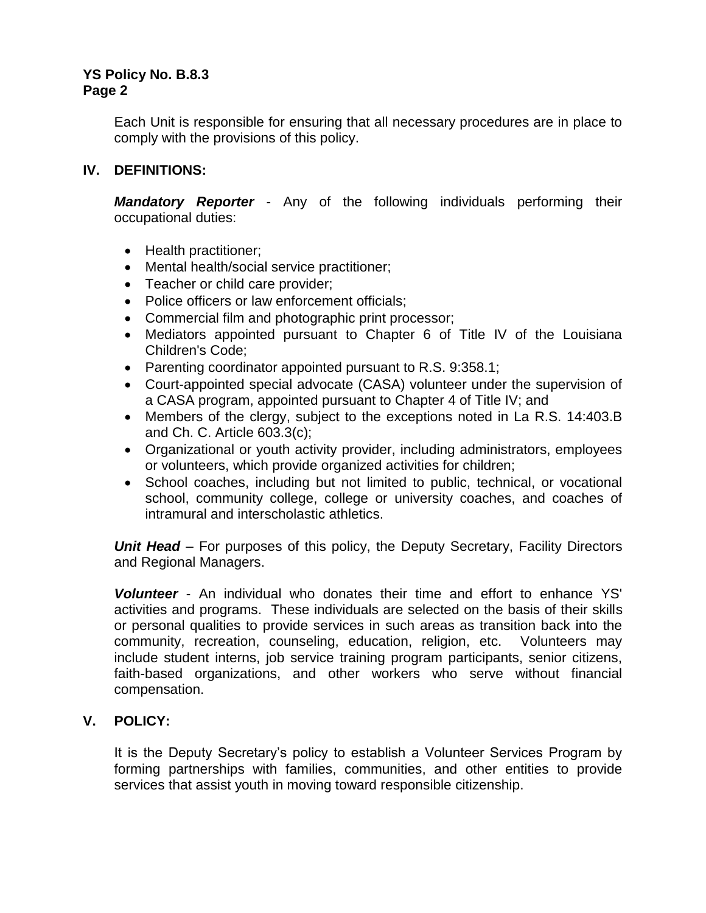Each Unit is responsible for ensuring that all necessary procedures are in place to comply with the provisions of this policy.

## IV. DEFINITIONS:

***Mandatory Reporter*** - Any of the following individuals performing their occupational duties:

- Health practitioner;
- Mental health/social service practitioner;
- Teacher or child care provider;
- Police officers or law enforcement officials;
- Commercial film and photographic print processor;
- Mediators appointed pursuant to Chapter 6 of Title IV of the Louisiana Children's Code;
- Parenting coordinator appointed pursuant to R.S. 9:358.1;
- Court-appointed special advocate (CASA) volunteer under the supervision of a CASA program, appointed pursuant to Chapter 4 of Title IV; and
- Members of the clergy, subject to the exceptions noted in La R.S. 14:403.B and Ch. C. Article 603.3(c);
- Organizational or youth activity provider, including administrators, employees or volunteers, which provide organized activities for children;
- School coaches, including but not limited to public, technical, or vocational school, community college, college or university coaches, and coaches of intramural and interscholastic athletics.

***Unit Head*** – For purposes of this policy, the Deputy Secretary, Facility Directors and Regional Managers.

***Volunteer*** - An individual who donates their time and effort to enhance YS' activities and programs. These individuals are selected on the basis of their skills or personal qualities to provide services in such areas as transition back into the community, recreation, counseling, education, religion, etc. Volunteers may include student interns, job service training program participants, senior citizens, faith-based organizations, and other workers who serve without financial compensation.

## V. POLICY:

It is the Deputy Secretary's policy to establish a Volunteer Services Program by forming partnerships with families, communities, and other entities to provide services that assist youth in moving toward responsible citizenship.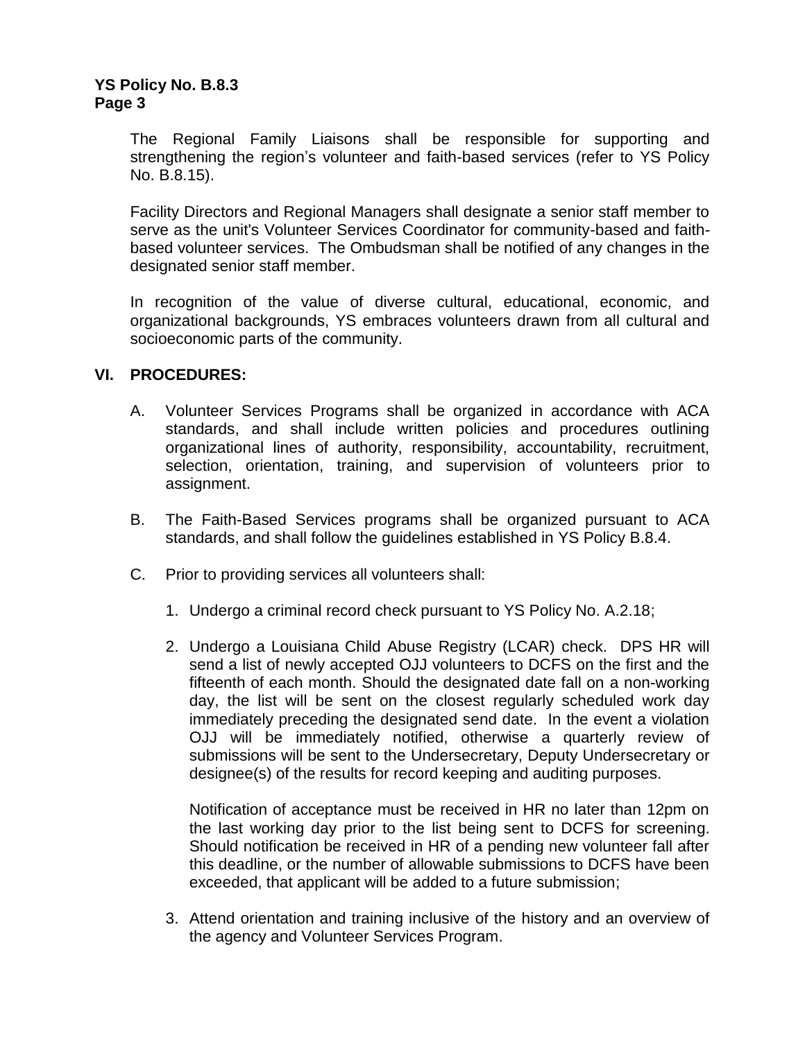The Regional Family Liaisons shall be responsible for supporting and strengthening the region's volunteer and faith-based services (refer to YS Policy No. B.8.15).

Facility Directors and Regional Managers shall designate a senior staff member to serve as the unit's Volunteer Services Coordinator for community-based and faith-based volunteer services. The Ombudsman shall be notified of any changes in the designated senior staff member.

In recognition of the value of diverse cultural, educational, economic, and organizational backgrounds, YS embraces volunteers drawn from all cultural and socioeconomic parts of the community.

## VI. PROCEDURES:

A. Volunteer Services Programs shall be organized in accordance with ACA standards, and shall include written policies and procedures outlining organizational lines of authority, responsibility, accountability, recruitment, selection, orientation, training, and supervision of volunteers prior to assignment.

B. The Faith-Based Services programs shall be organized pursuant to ACA standards, and shall follow the guidelines established in YS Policy B.8.4.

C. Prior to providing services all volunteers shall:

1. Undergo a criminal record check pursuant to YS Policy No. A.2.18;

2. Undergo a Louisiana Child Abuse Registry (LCAR) check. DPS HR will send a list of newly accepted OJJ volunteers to DCFS on the first and the fifteenth of each month. Should the designated date fall on a non-working day, the list will be sent on the closest regularly scheduled work day immediately preceding the designated send date. In the event a violation OJJ will be immediately notified, otherwise a quarterly review of submissions will be sent to the Undersecretary, Deputy Undersecretary or designee(s) of the results for record keeping and auditing purposes.

   Notification of acceptance must be received in HR no later than 12pm on the last working day prior to the list being sent to DCFS for screening. Should notification be received in HR of a pending new volunteer fall after this deadline, or the number of allowable submissions to DCFS have been exceeded, that applicant will be added to a future submission;

3. Attend orientation and training inclusive of the history and an overview of the agency and Volunteer Services Program.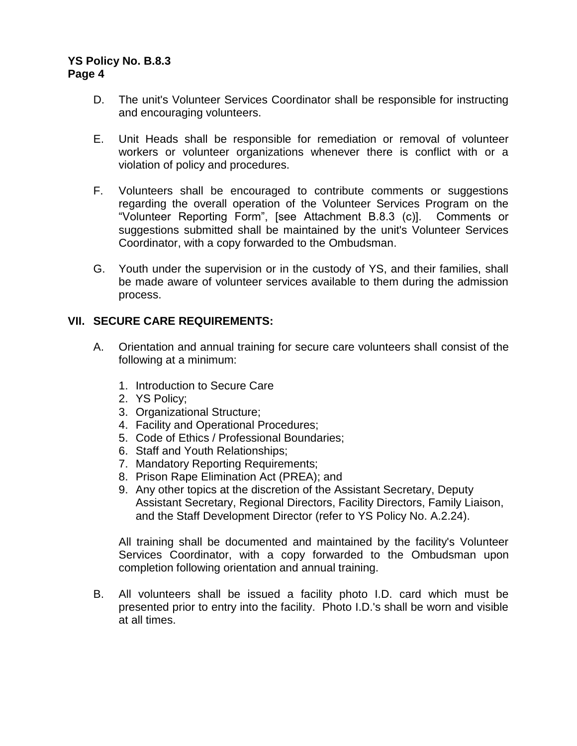D. The unit's Volunteer Services Coordinator shall be responsible for instructing and encouraging volunteers.

E. Unit Heads shall be responsible for remediation or removal of volunteer workers or volunteer organizations whenever there is conflict with or a violation of policy and procedures.

F. Volunteers shall be encouraged to contribute comments or suggestions regarding the overall operation of the Volunteer Services Program on the "Volunteer Reporting Form", [see Attachment B.8.3 (c)]. Comments or suggestions submitted shall be maintained by the unit's Volunteer Services Coordinator, with a copy forwarded to the Ombudsman.

G. Youth under the supervision or in the custody of YS, and their families, shall be made aware of volunteer services available to them during the admission process.

## VII. SECURE CARE REQUIREMENTS:

A. Orientation and annual training for secure care volunteers shall consist of the following at a minimum:

1. Introduction to Secure Care
2. YS Policy;
3. Organizational Structure;
4. Facility and Operational Procedures;
5. Code of Ethics / Professional Boundaries;
6. Staff and Youth Relationships;
7. Mandatory Reporting Requirements;
8. Prison Rape Elimination Act (PREA); and
9. Any other topics at the discretion of the Assistant Secretary, Deputy Assistant Secretary, Regional Directors, Facility Directors, Family Liaison, and the Staff Development Director (refer to YS Policy No. A.2.24).

All training shall be documented and maintained by the facility's Volunteer Services Coordinator, with a copy forwarded to the Ombudsman upon completion following orientation and annual training.

B. All volunteers shall be issued a facility photo I.D. card which must be presented prior to entry into the facility. Photo I.D.'s shall be worn and visible at all times.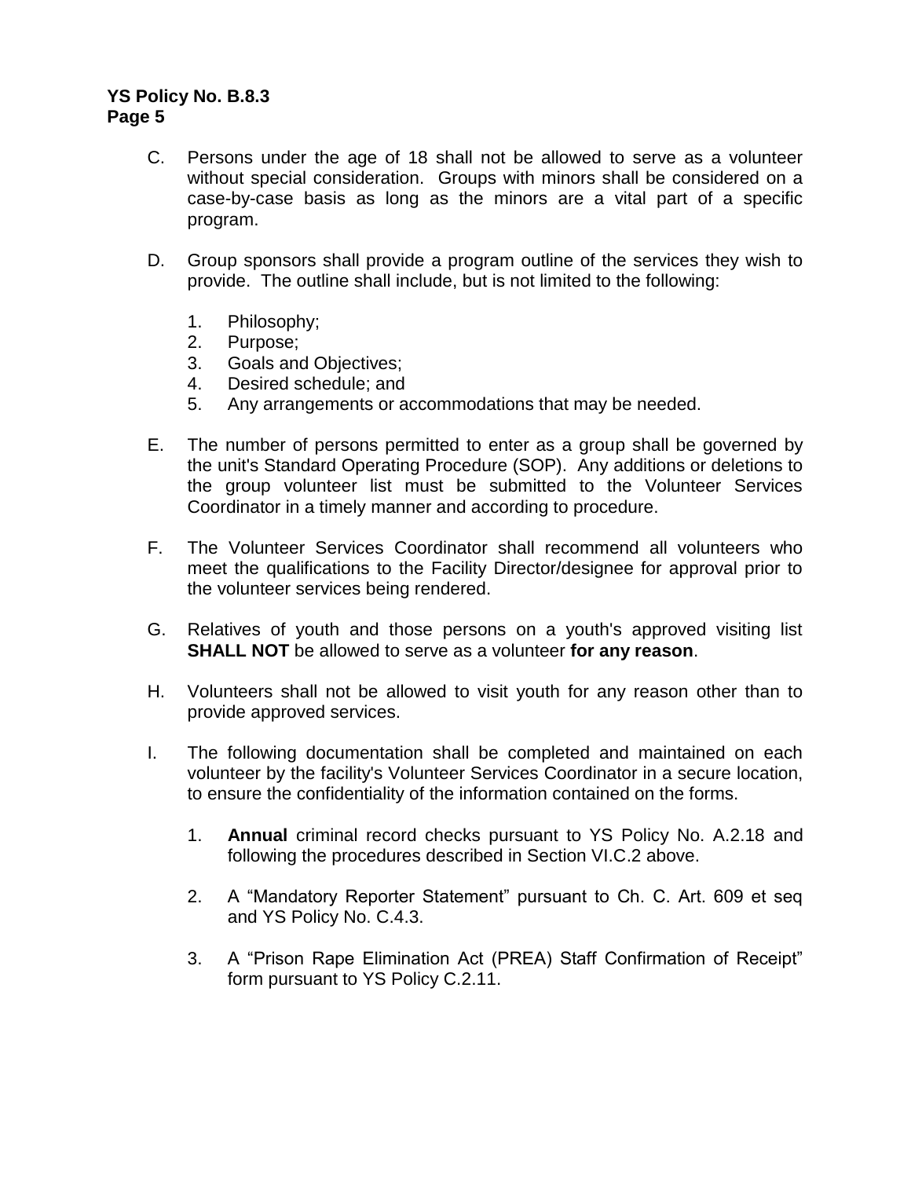C. Persons under the age of 18 shall not be allowed to serve as a volunteer without special consideration. Groups with minors shall be considered on a case-by-case basis as long as the minors are a vital part of a specific program.

D. Group sponsors shall provide a program outline of the services they wish to provide. The outline shall include, but is not limited to the following:

   1. Philosophy;
   2. Purpose;
   3. Goals and Objectives;
   4. Desired schedule; and
   5. Any arrangements or accommodations that may be needed.

E. The number of persons permitted to enter as a group shall be governed by the unit's Standard Operating Procedure (SOP). Any additions or deletions to the group volunteer list must be submitted to the Volunteer Services Coordinator in a timely manner and according to procedure.

F. The Volunteer Services Coordinator shall recommend all volunteers who meet the qualifications to the Facility Director/designee for approval prior to the volunteer services being rendered.

G. Relatives of youth and those persons on a youth's approved visiting list **SHALL NOT** be allowed to serve as a volunteer **for any reason**.

H. Volunteers shall not be allowed to visit youth for any reason other than to provide approved services.

I. The following documentation shall be completed and maintained on each volunteer by the facility's Volunteer Services Coordinator in a secure location, to ensure the confidentiality of the information contained on the forms.

   1. **Annual** criminal record checks pursuant to YS Policy No. A.2.18 and following the procedures described in Section VI.C.2 above.

   2. A "Mandatory Reporter Statement" pursuant to Ch. C. Art. 609 et seq and YS Policy No. C.4.3.

   3. A "Prison Rape Elimination Act (PREA) Staff Confirmation of Receipt" form pursuant to YS Policy C.2.11.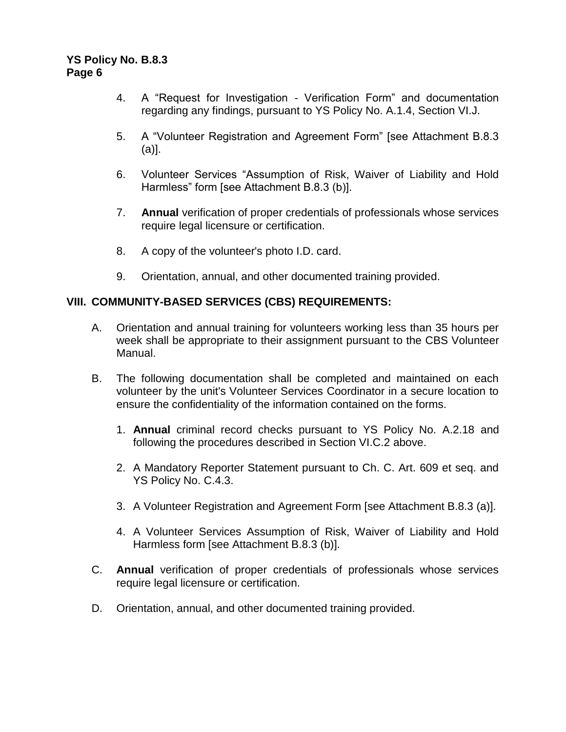4. A "Request for Investigation - Verification Form" and documentation regarding any findings, pursuant to YS Policy No. A.1.4, Section VI.J.

5. A "Volunteer Registration and Agreement Form" [see Attachment B.8.3 (a)].

6. Volunteer Services "Assumption of Risk, Waiver of Liability and Hold Harmless" form [see Attachment B.8.3 (b)].

7. **Annual** verification of proper credentials of professionals whose services require legal licensure or certification.

8. A copy of the volunteer's photo I.D. card.

9. Orientation, annual, and other documented training provided.

## VIII. COMMUNITY-BASED SERVICES (CBS) REQUIREMENTS:

A. Orientation and annual training for volunteers working less than 35 hours per week shall be appropriate to their assignment pursuant to the CBS Volunteer Manual.

B. The following documentation shall be completed and maintained on each volunteer by the unit's Volunteer Services Coordinator in a secure location to ensure the confidentiality of the information contained on the forms.

   1. **Annual** criminal record checks pursuant to YS Policy No. A.2.18 and following the procedures described in Section VI.C.2 above.

   2. A Mandatory Reporter Statement pursuant to Ch. C. Art. 609 et seq. and YS Policy No. C.4.3.

   3. A Volunteer Registration and Agreement Form [see Attachment B.8.3 (a)].

   4. A Volunteer Services Assumption of Risk, Waiver of Liability and Hold Harmless form [see Attachment B.8.3 (b)].

C. **Annual** verification of proper credentials of professionals whose services require legal licensure or certification.

D. Orientation, annual, and other documented training provided.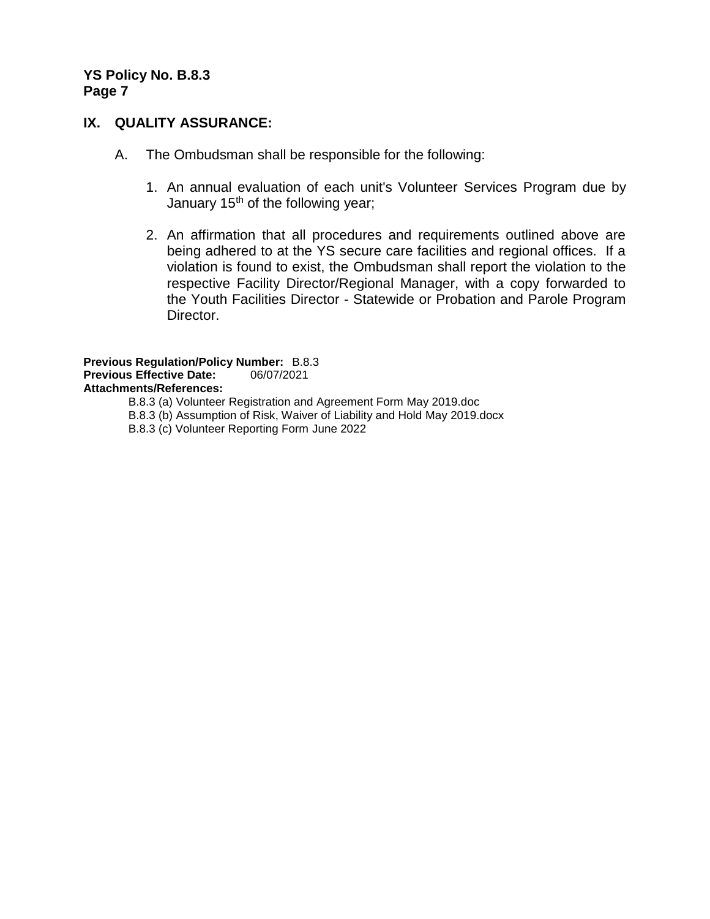## IX. QUALITY ASSURANCE:

A. The Ombudsman shall be responsible for the following:

1. An annual evaluation of each unit's Volunteer Services Program due by January 15th of the following year;

2. An affirmation that all procedures and requirements outlined above are being adhered to at the YS secure care facilities and regional offices. If a violation is found to exist, the Ombudsman shall report the violation to the respective Facility Director/Regional Manager, with a copy forwarded to the Youth Facilities Director - Statewide or Probation and Parole Program Director.

**Previous Regulation/Policy Number:** B.8.3
**Previous Effective Date:** 06/07/2021
**Attachments/References:**

B.8.3 (a) Volunteer Registration and Agreement Form May 2019.doc
B.8.3 (b) Assumption of Risk, Waiver of Liability and Hold May 2019.docx
B.8.3 (c) Volunteer Reporting Form June 2022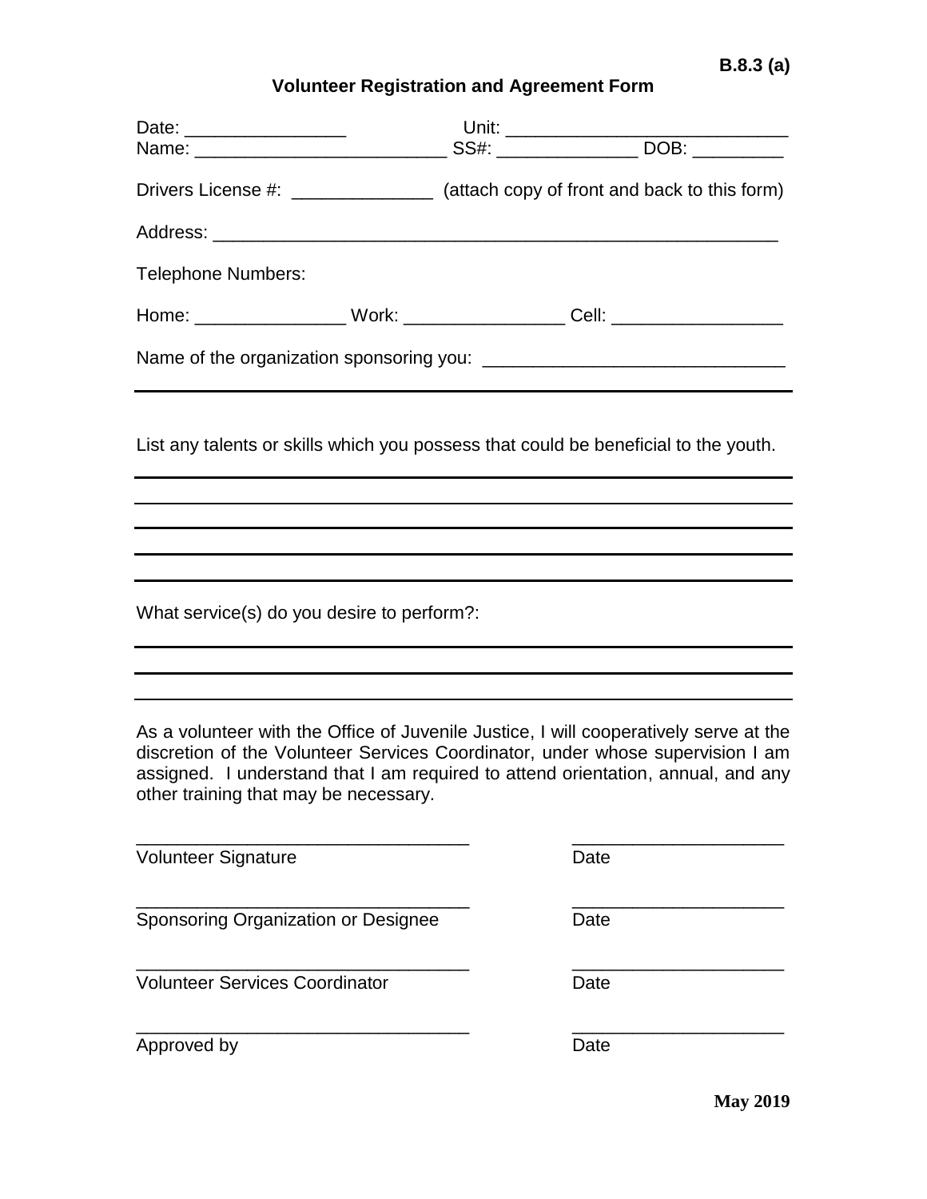B.8.3 (a)

## Volunteer Registration and Agreement Form

Date: ________________ Unit: ____________________________

Name: _________________________ SS#: ______________ DOB: _________

Drivers License #: ______________ (attach copy of front and back to this form)

Address: ________________________________________________________

Telephone Numbers:

Home: _______________ Work: ________________ Cell: _________________

Name of the organization sponsoring you: _____________________________

List any talents or skills which you possess that could be beneficial to the youth.

What service(s) do you desire to perform?:

As a volunteer with the Office of Juvenile Justice, I will cooperatively serve at the discretion of the Volunteer Services Coordinator, under whose supervision I am assigned. I understand that I am required to attend orientation, annual, and any other training that may be necessary.

_________________________________ _____________________
Volunteer Signature Date

_________________________________ _____________________
Sponsoring Organization or Designee Date

_________________________________ _____________________
Volunteer Services Coordinator Date

_________________________________ _____________________
Approved by Date

**May 2019**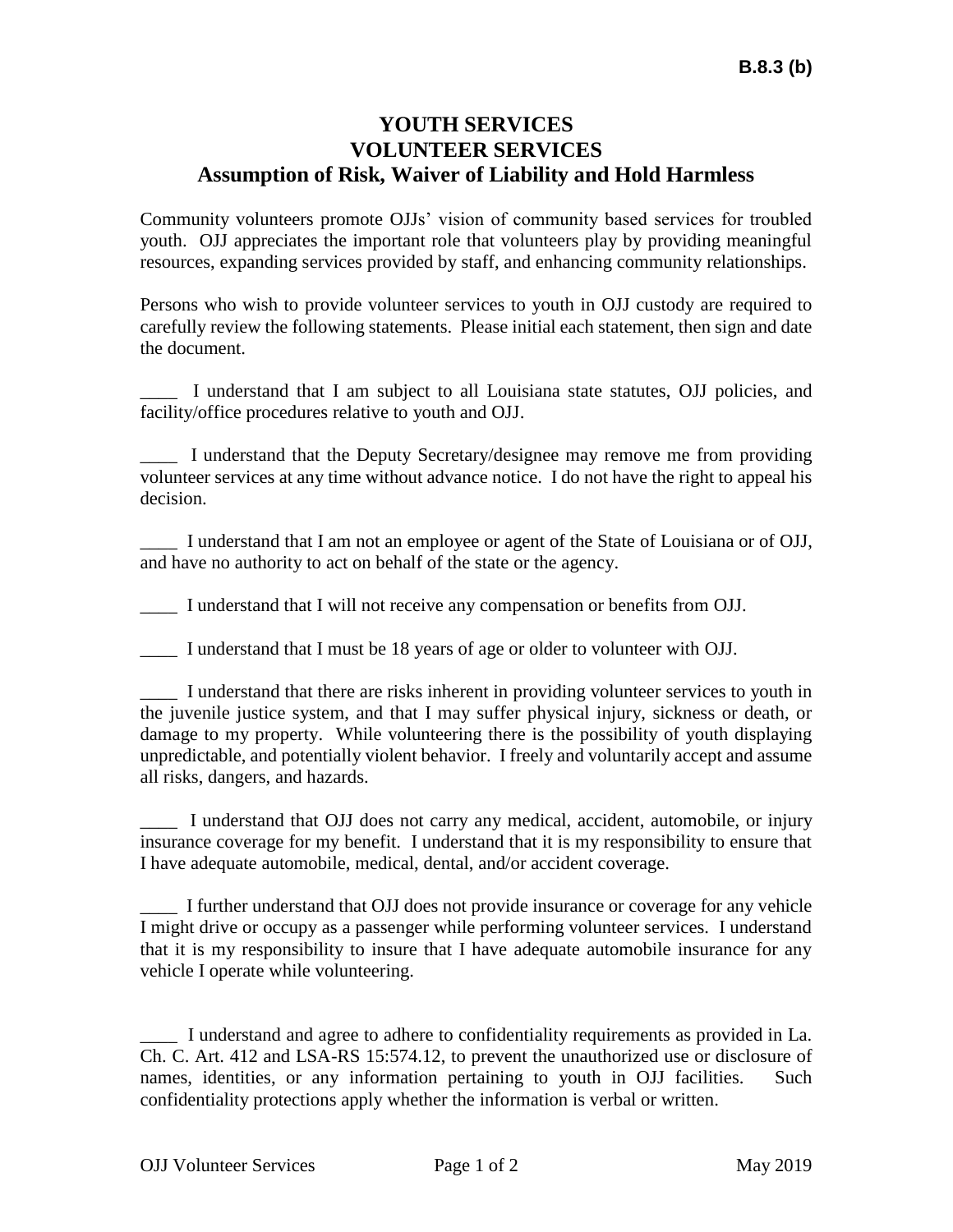**B.8.3 (b)**

# YOUTH SERVICES
# VOLUNTEER SERVICES
## Assumption of Risk, Waiver of Liability and Hold Harmless

Community volunteers promote OJJs' vision of community based services for troubled youth. OJJ appreciates the important role that volunteers play by providing meaningful resources, expanding services provided by staff, and enhancing community relationships.

Persons who wish to provide volunteer services to youth in OJJ custody are required to carefully review the following statements. Please initial each statement, then sign and date the document.

____ I understand that I am subject to all Louisiana state statutes, OJJ policies, and facility/office procedures relative to youth and OJJ.

____ I understand that the Deputy Secretary/designee may remove me from providing volunteer services at any time without advance notice. I do not have the right to appeal his decision.

____ I understand that I am not an employee or agent of the State of Louisiana or of OJJ, and have no authority to act on behalf of the state or the agency.

____ I understand that I will not receive any compensation or benefits from OJJ.

____ I understand that I must be 18 years of age or older to volunteer with OJJ.

____ I understand that there are risks inherent in providing volunteer services to youth in the juvenile justice system, and that I may suffer physical injury, sickness or death, or damage to my property. While volunteering there is the possibility of youth displaying unpredictable, and potentially violent behavior. I freely and voluntarily accept and assume all risks, dangers, and hazards.

____ I understand that OJJ does not carry any medical, accident, automobile, or injury insurance coverage for my benefit. I understand that it is my responsibility to ensure that I have adequate automobile, medical, dental, and/or accident coverage.

____ I further understand that OJJ does not provide insurance or coverage for any vehicle I might drive or occupy as a passenger while performing volunteer services. I understand that it is my responsibility to insure that I have adequate automobile insurance for any vehicle I operate while volunteering.

____ I understand and agree to adhere to confidentiality requirements as provided in La. Ch. C. Art. 412 and LSA-RS 15:574.12, to prevent the unauthorized use or disclosure of names, identities, or any information pertaining to youth in OJJ facilities. Such confidentiality protections apply whether the information is verbal or written.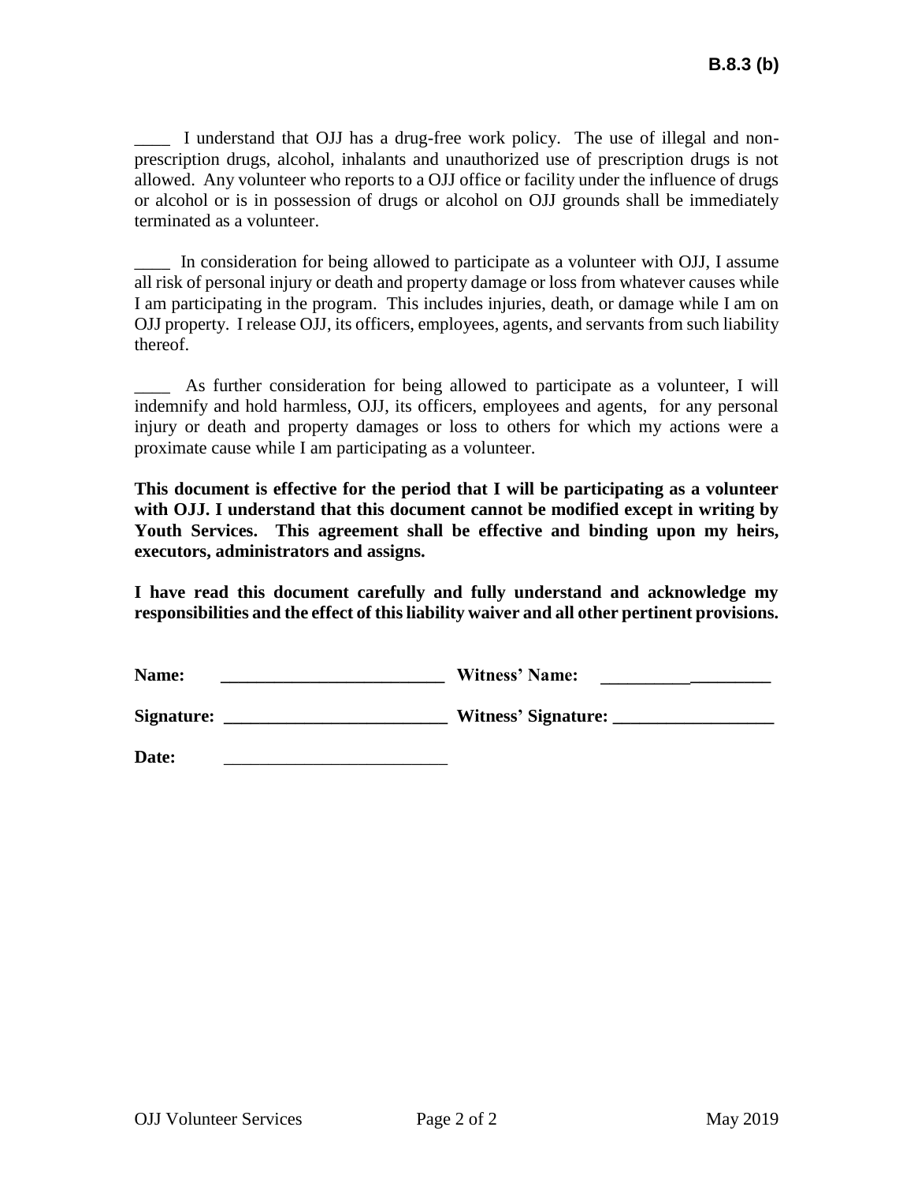**B.8.3 (b)**

____ I understand that OJJ has a drug-free work policy. The use of illegal and non-prescription drugs, alcohol, inhalants and unauthorized use of prescription drugs is not allowed. Any volunteer who reports to a OJJ office or facility under the influence of drugs or alcohol or is in possession of drugs or alcohol on OJJ grounds shall be immediately terminated as a volunteer.

____ In consideration for being allowed to participate as a volunteer with OJJ, I assume all risk of personal injury or death and property damage or loss from whatever causes while I am participating in the program. This includes injuries, death, or damage while I am on OJJ property. I release OJJ, its officers, employees, agents, and servants from such liability thereof.

____ As further consideration for being allowed to participate as a volunteer, I will indemnify and hold harmless, OJJ, its officers, employees and agents, for any personal injury or death and property damages or loss to others for which my actions were a proximate cause while I am participating as a volunteer.

**This document is effective for the period that I will be participating as a volunteer with OJJ. I understand that this document cannot be modified except in writing by Youth Services. This agreement shall be effective and binding upon my heirs, executors, administrators and assigns.**

**I have read this document carefully and fully understand and acknowledge my responsibilities and the effect of this liability waiver and all other pertinent provisions.**

**Name:** _________________________ **Witness' Name:** ___________________

**Signature:** _________________________ **Witness' Signature:** __________________

**Date:** _________________________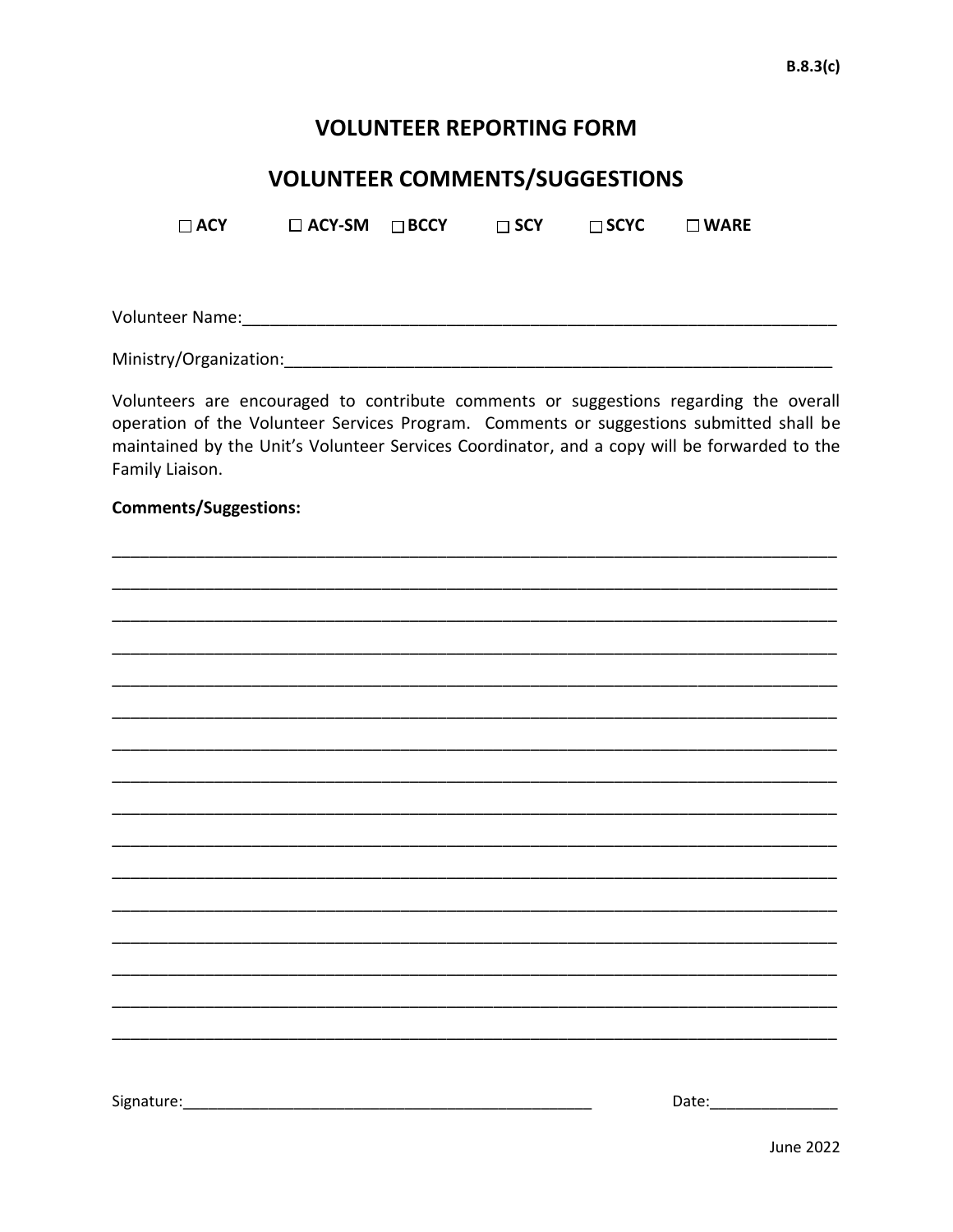B.8.3(c)

# VOLUNTEER REPORTING FORM

# VOLUNTEER COMMENTS/SUGGESTIONS

☐ **ACY** ☐ **ACY-SM** ☐ **BCCY** ☐ **SCY** ☐ **SCYC** ☐ **WARE**

Volunteer Name:_______________________________________________________________

Ministry/Organization:__________________________________________________________

Volunteers are encouraged to contribute comments or suggestions regarding the overall operation of the Volunteer Services Program. Comments or suggestions submitted shall be maintained by the Unit's Volunteer Services Coordinator, and a copy will be forwarded to the Family Liaison.

**Comments/Suggestions:**

_____________________________________________________________________________

_____________________________________________________________________________

_____________________________________________________________________________

_____________________________________________________________________________

_____________________________________________________________________________

_____________________________________________________________________________

_____________________________________________________________________________

_____________________________________________________________________________

_____________________________________________________________________________

_____________________________________________________________________________

_____________________________________________________________________________

_____________________________________________________________________________

_____________________________________________________________________________

_____________________________________________________________________________

_____________________________________________________________________________

_____________________________________________________________________________

Signature:_____________________________________________ Date:_______________

June 2022